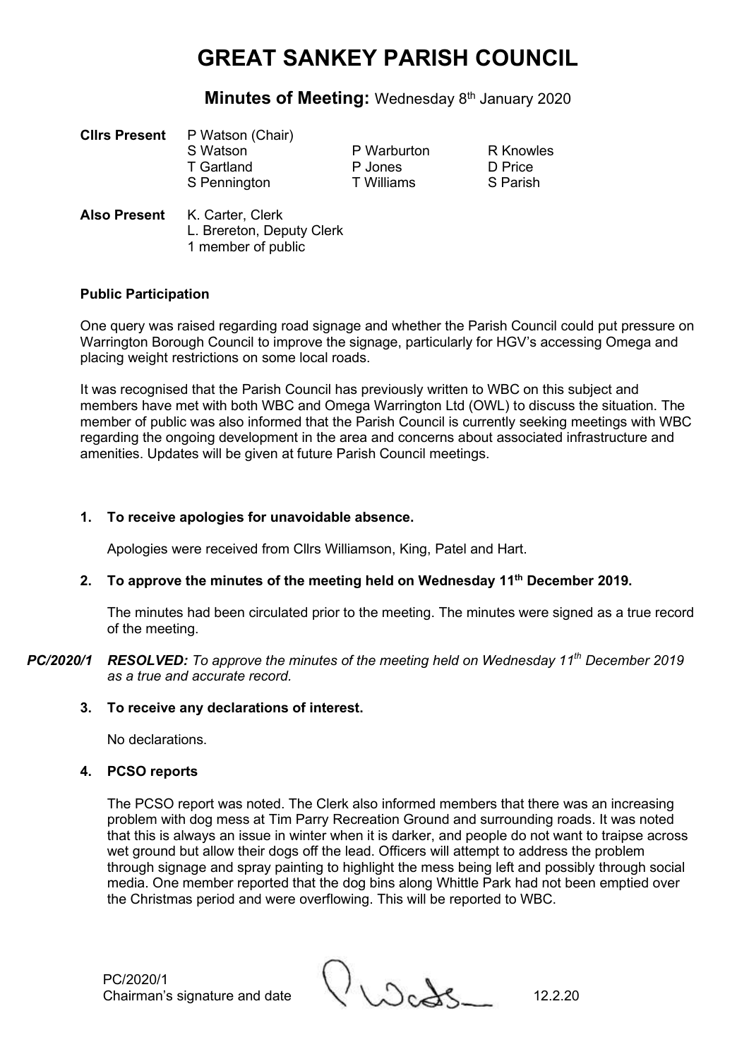# GREAT SANKEY PARISH COUNCIL

**Minutes of Meeting:** Wednesday 8th January 2020

| **Cllrs Present** | P Watson (Chair) | | |
|---|---|---|---|
| | S Watson | P Warburton | R Knowles |
| | T Gartland | P Jones | D Price |
| | S Pennington | T Williams | S Parish |

**Also Present** K. Carter, Clerk
L. Brereton, Deputy Clerk
1 member of public

### Public Participation

One query was raised regarding road signage and whether the Parish Council could put pressure on Warrington Borough Council to improve the signage, particularly for HGV's accessing Omega and placing weight restrictions on some local roads.

It was recognised that the Parish Council has previously written to WBC on this subject and members have met with both WBC and Omega Warrington Ltd (OWL) to discuss the situation. The member of public was also informed that the Parish Council is currently seeking meetings with WBC regarding the ongoing development in the area and concerns about associated infrastructure and amenities. Updates will be given at future Parish Council meetings.

**1. To receive apologies for unavoidable absence.**

Apologies were received from Cllrs Williamson, King, Patel and Hart.

**2. To approve the minutes of the meeting held on Wednesday 11th December 2019.**

The minutes had been circulated prior to the meeting. The minutes were signed as a true record of the meeting.

***PC/2020/1*** ***RESOLVED:*** *To approve the minutes of the meeting held on Wednesday 11th December 2019 as a true and accurate record.*

**3. To receive any declarations of interest.**

No declarations.

**4. PCSO reports**

The PCSO report was noted. The Clerk also informed members that there was an increasing problem with dog mess at Tim Parry Recreation Ground and surrounding roads. It was noted that this is always an issue in winter when it is darker, and people do not want to traipse across wet ground but allow their dogs off the lead. Officers will attempt to address the problem through signage and spray painting to highlight the mess being left and possibly through social media. One member reported that the dog bins along Whittle Park had not been emptied over the Christmas period and were overflowing. This will be reported to WBC.

PC/2020/1
Chairman's signature and date 12.2.20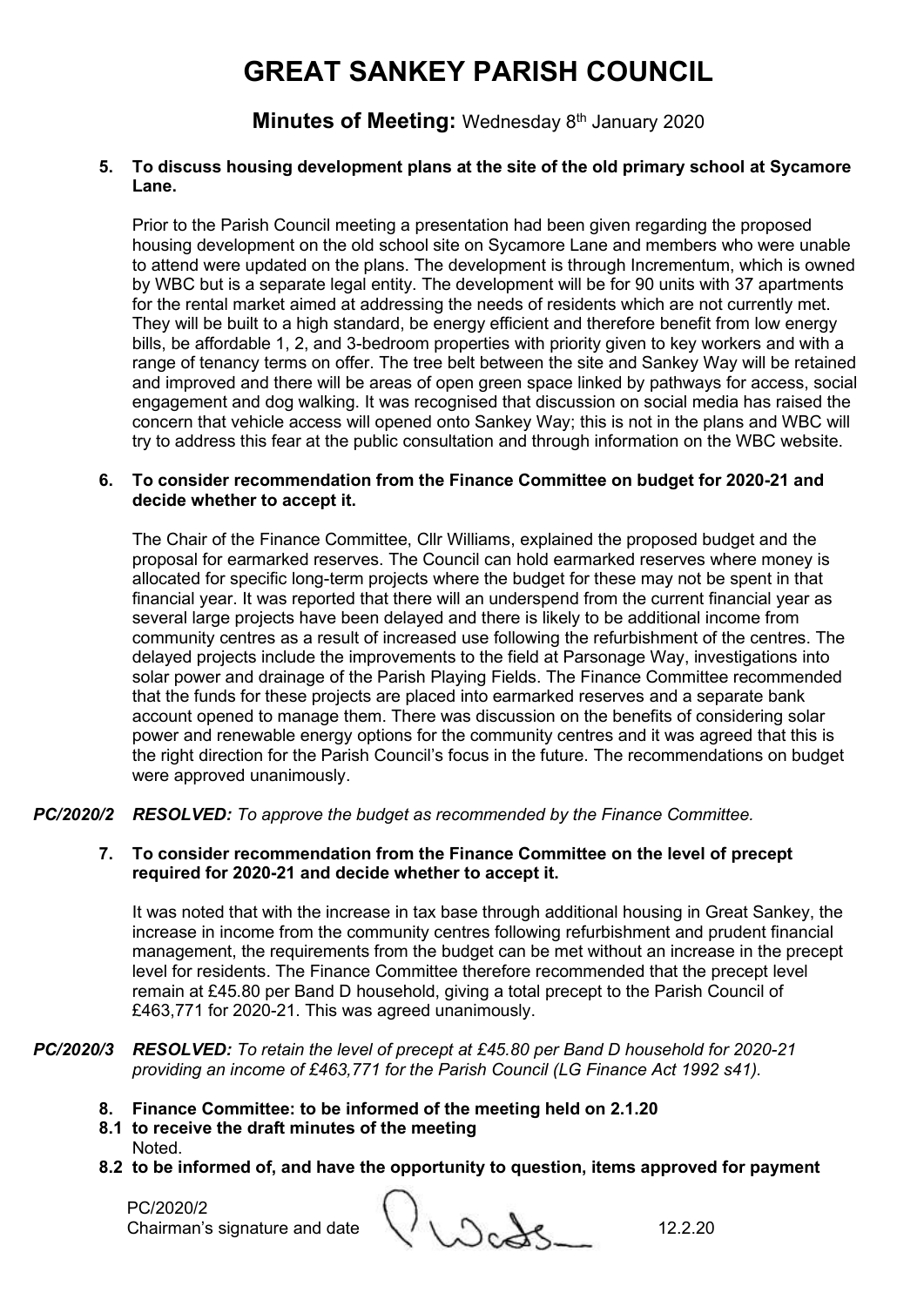# GREAT SANKEY PARISH COUNCIL

## Minutes of Meeting: Wednesday 8th January 2020

**5. To discuss housing development plans at the site of the old primary school at Sycamore Lane.**

Prior to the Parish Council meeting a presentation had been given regarding the proposed housing development on the old school site on Sycamore Lane and members who were unable to attend were updated on the plans. The development is through Incrementum, which is owned by WBC but is a separate legal entity. The development will be for 90 units with 37 apartments for the rental market aimed at addressing the needs of residents which are not currently met. They will be built to a high standard, be energy efficient and therefore benefit from low energy bills, be affordable 1, 2, and 3-bedroom properties with priority given to key workers and with a range of tenancy terms on offer. The tree belt between the site and Sankey Way will be retained and improved and there will be areas of open green space linked by pathways for access, social engagement and dog walking. It was recognised that discussion on social media has raised the concern that vehicle access will opened onto Sankey Way; this is not in the plans and WBC will try to address this fear at the public consultation and through information on the WBC website.

**6. To consider recommendation from the Finance Committee on budget for 2020-21 and decide whether to accept it.**

The Chair of the Finance Committee, Cllr Williams, explained the proposed budget and the proposal for earmarked reserves. The Council can hold earmarked reserves where money is allocated for specific long-term projects where the budget for these may not be spent in that financial year. It was reported that there will an underspend from the current financial year as several large projects have been delayed and there is likely to be additional income from community centres as a result of increased use following the refurbishment of the centres. The delayed projects include the improvements to the field at Parsonage Way, investigations into solar power and drainage of the Parish Playing Fields. The Finance Committee recommended that the funds for these projects are placed into earmarked reserves and a separate bank account opened to manage them. There was discussion on the benefits of considering solar power and renewable energy options for the community centres and it was agreed that this is the right direction for the Parish Council's focus in the future. The recommendations on budget were approved unanimously.

***PC/2020/2 RESOLVED:** To approve the budget as recommended by the Finance Committee.*

**7. To consider recommendation from the Finance Committee on the level of precept required for 2020-21 and decide whether to accept it.**

It was noted that with the increase in tax base through additional housing in Great Sankey, the increase in income from the community centres following refurbishment and prudent financial management, the requirements from the budget can be met without an increase in the precept level for residents. The Finance Committee therefore recommended that the precept level remain at £45.80 per Band D household, giving a total precept to the Parish Council of £463,771 for 2020-21. This was agreed unanimously.

***PC/2020/3 RESOLVED:** To retain the level of precept at £45.80 per Band D household for 2020-21 providing an income of £463,771 for the Parish Council (LG Finance Act 1992 s41).*

**8. Finance Committee: to be informed of the meeting held on 2.1.20**

**8.1 to receive the draft minutes of the meeting**

Noted.

**8.2 to be informed of, and have the opportunity to question, items approved for payment**

PC/2020/2
Chairman's signature and date 12.2.20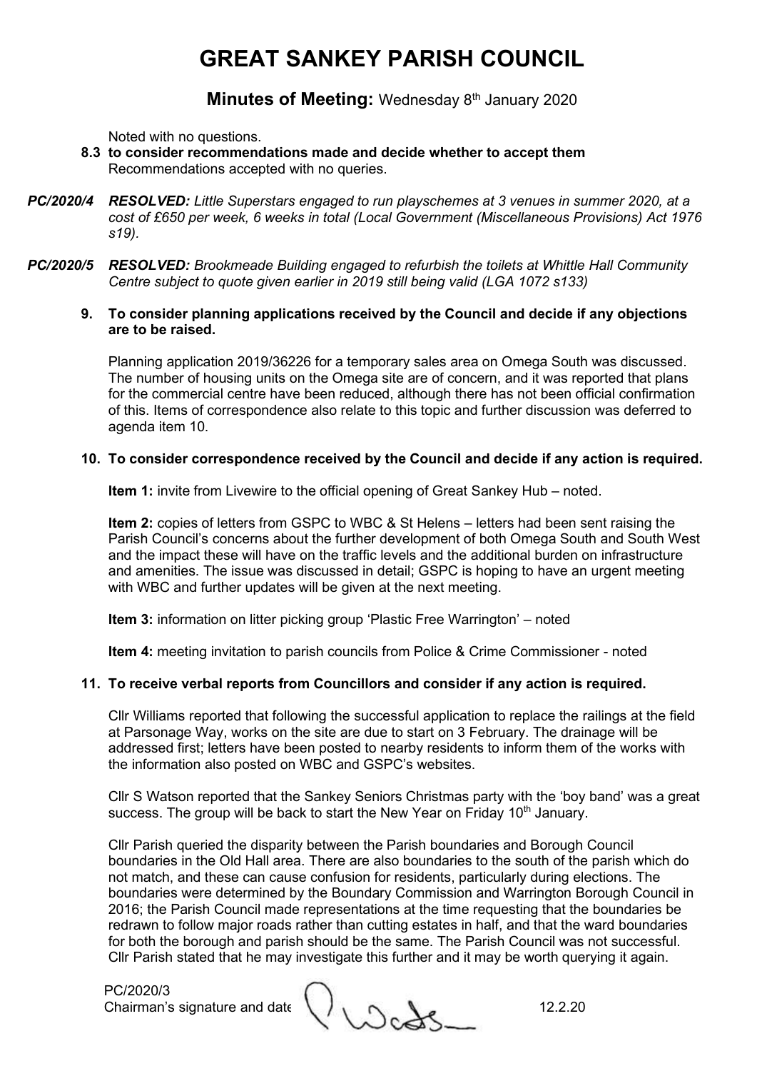Noted with no questions.

**8.3 to consider recommendations made and decide whether to accept them**
Recommendations accepted with no queries.

***PC/2020/4*** ***RESOLVED:*** *Little Superstars engaged to run playschemes at 3 venues in summer 2020, at a cost of £650 per week, 6 weeks in total (Local Government (Miscellaneous Provisions) Act 1976 s19).*

***PC/2020/5*** ***RESOLVED:*** *Brookmeade Building engaged to refurbish the toilets at Whittle Hall Community Centre subject to quote given earlier in 2019 still being valid (LGA 1072 s133)*

**9. To consider planning applications received by the Council and decide if any objections are to be raised.**

Planning application 2019/36226 for a temporary sales area on Omega South was discussed. The number of housing units on the Omega site are of concern, and it was reported that plans for the commercial centre have been reduced, although there has not been official confirmation of this. Items of correspondence also relate to this topic and further discussion was deferred to agenda item 10.

**10. To consider correspondence received by the Council and decide if any action is required.**

**Item 1:** invite from Livewire to the official opening of Great Sankey Hub – noted.

**Item 2:** copies of letters from GSPC to WBC & St Helens – letters had been sent raising the Parish Council's concerns about the further development of both Omega South and South West and the impact these will have on the traffic levels and the additional burden on infrastructure and amenities. The issue was discussed in detail; GSPC is hoping to have an urgent meeting with WBC and further updates will be given at the next meeting.

**Item 3:** information on litter picking group 'Plastic Free Warrington' – noted

**Item 4:** meeting invitation to parish councils from Police & Crime Commissioner - noted

**11. To receive verbal reports from Councillors and consider if any action is required.**

Cllr Williams reported that following the successful application to replace the railings at the field at Parsonage Way, works on the site are due to start on 3 February. The drainage will be addressed first; letters have been posted to nearby residents to inform them of the works with the information also posted on WBC and GSPC's websites.

Cllr S Watson reported that the Sankey Seniors Christmas party with the 'boy band' was a great success. The group will be back to start the New Year on Friday 10th January.

Cllr Parish queried the disparity between the Parish boundaries and Borough Council boundaries in the Old Hall area. There are also boundaries to the south of the parish which do not match, and these can cause confusion for residents, particularly during elections. The boundaries were determined by the Boundary Commission and Warrington Borough Council in 2016; the Parish Council made representations at the time requesting that the boundaries be redrawn to follow major roads rather than cutting estates in half, and that the ward boundaries for both the borough and parish should be the same. The Parish Council was not successful. Cllr Parish stated that he may investigate this further and it may be worth querying it again.

PC/2020/3
Chairman's signature and date 12.2.20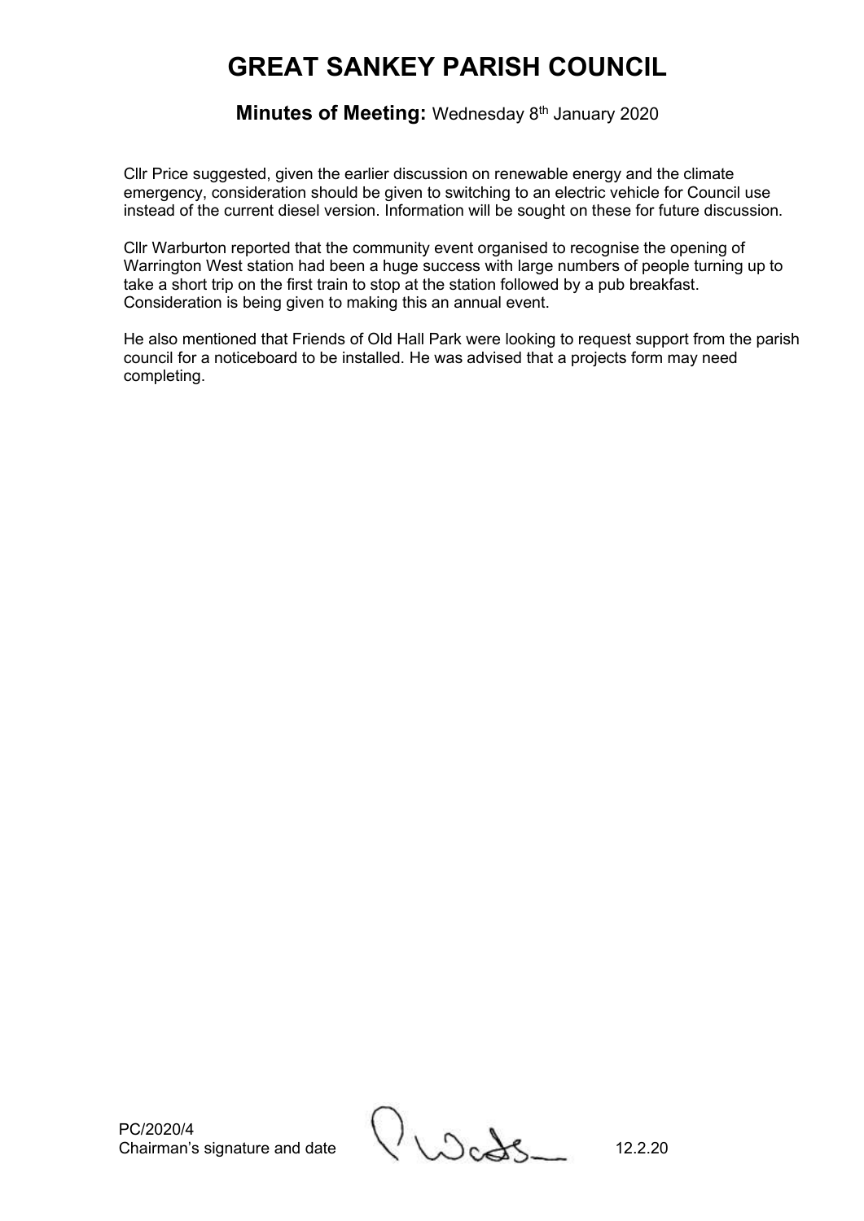# GREAT SANKEY PARISH COUNCIL

**Minutes of Meeting:** Wednesday 8th January 2020

Cllr Price suggested, given the earlier discussion on renewable energy and the climate emergency, consideration should be given to switching to an electric vehicle for Council use instead of the current diesel version. Information will be sought on these for future discussion.

Cllr Warburton reported that the community event organised to recognise the opening of Warrington West station had been a huge success with large numbers of people turning up to take a short trip on the first train to stop at the station followed by a pub breakfast. Consideration is being given to making this an annual event.

He also mentioned that Friends of Old Hall Park were looking to request support from the parish council for a noticeboard to be installed. He was advised that a projects form may need completing.

PC/2020/4

Chairman's signature and date 12.2.20